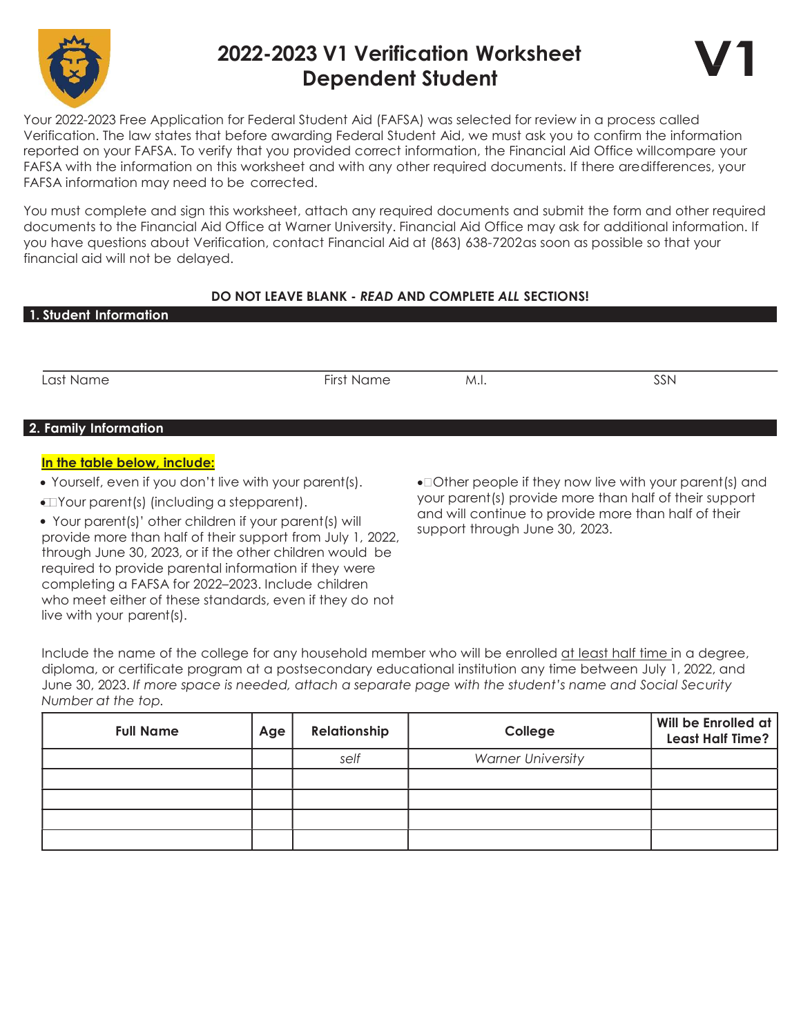# 2022-2023 V1 Verification Worksheet Dependent Student

**V1**

Your 2022-2023 Free Application for Federal Student Aid (FAFSA) was selected for review in a process called Verification. The law states that before awarding Federal Student Aid, we must ask you to confirm the information reported on your FAFSA. To verify that you provided correct information, the Financial Aid Office willcompare your FAFSA with the information on this worksheet and with any other required documents. If there aredifferences, your FAFSA information may need to be corrected.

You must complete and sign this worksheet, attach any required documents and submit the form and other required documents to the Financial Aid Office at Warner University. Financial Aid Office may ask for additional information. If you have questions about Verification, contact Financial Aid at (863) 638-7202as soon as possible so that your financial aid will not be delayed.

**DO NOT LEAVE BLANK - *READ* AND COMPLETE *ALL* SECTIONS!**

## 1. Student Information

Last Name First Name M.I. SSN

## 2. Family Information

**In the table below, include:**

- Yourself, even if you don't live with your parent(s).
- Your parent(s) (including a stepparent).
- Your parent(s)' other children if your parent(s) will provide more than half of their support from July 1, 2022, through June 30, 2023, or if the other children would be required to provide parental information if they were completing a FAFSA for 2022–2023. Include children who meet either of these standards, even if they do not live with your parent(s).
- Other people if they now live with your parent(s) and your parent(s) provide more than half of their support and will continue to provide more than half of their support through June 30, 2023.

Include the name of the college for any household member who will be enrolled at least half time in a degree, diploma, or certificate program at a postsecondary educational institution any time between July 1, 2022, and June 30, 2023. *If more space is needed, attach a separate page with the student's name and Social Security Number at the top.*

| Full Name | Age | Relationship | College | Will be Enrolled at Least Half Time? |
|---|---|---|---|---|
| | | *self* | *Warner University* | |
| | | | | |
| | | | | |
| | | | | |
| | | | | |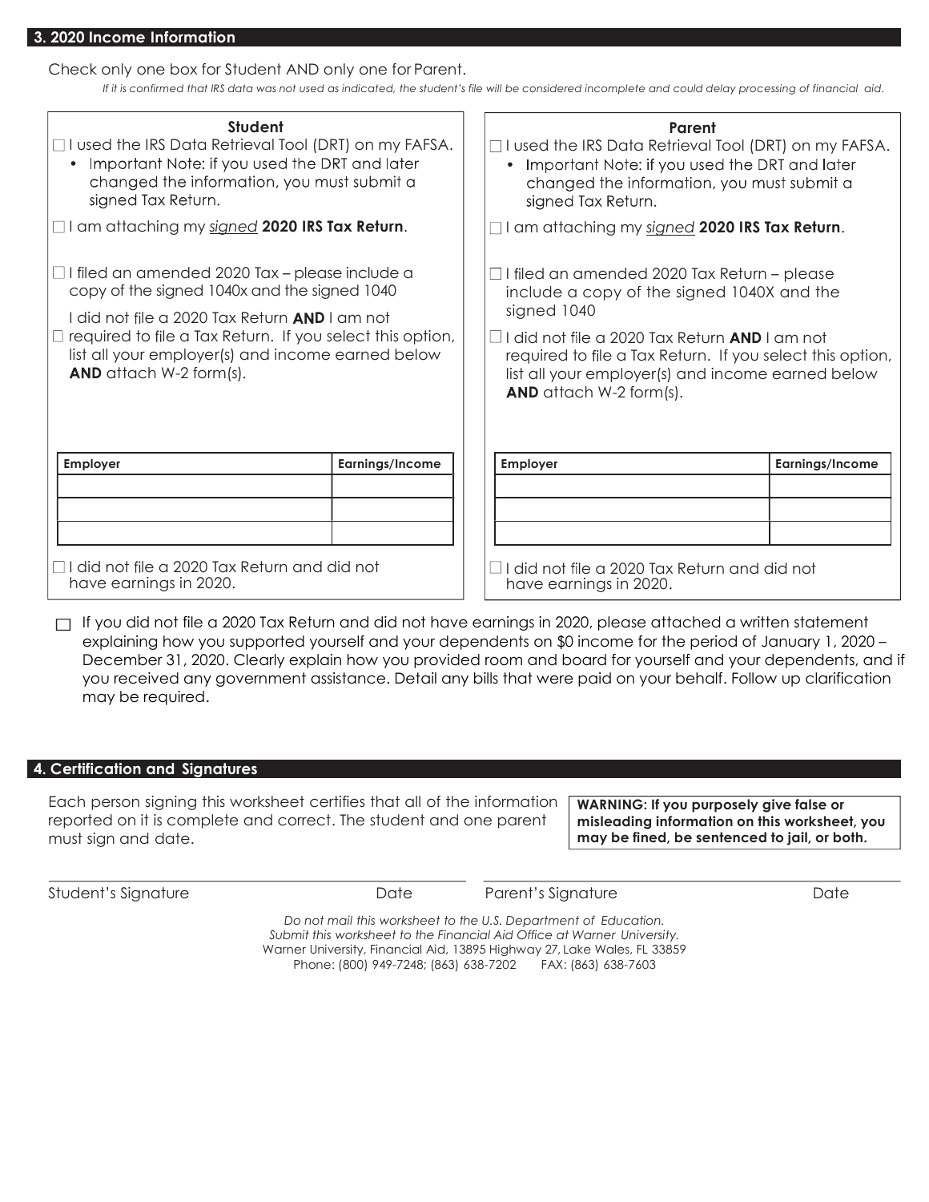## 3. 2020 Income Information

Check only one box for Student AND only one for Parent.

*If it is confirmed that IRS data was not used as indicated, the student's file will be considered incomplete and could delay processing of financial aid.*

### Student

☐ I used the IRS Data Retrieval Tool (DRT) on my FAFSA.

- Important Note: if you used the DRT and later changed the information, you must submit a signed Tax Return.

☐ I am attaching my *signed* **2020 IRS Tax Return**.

☐ I filed an amended 2020 Tax – please include a copy of the signed 1040x and the signed 1040

☐ I did not file a 2020 Tax Return **AND** I am not required to file a Tax Return. If you select this option, list all your employer(s) and income earned below **AND** attach W-2 form(s).

| Employer | Earnings/Income |
|---|---|
| | |
| | |
| | |

☐ I did not file a 2020 Tax Return and did not have earnings in 2020.

### Parent

☐ I used the IRS Data Retrieval Tool (DRT) on my FAFSA.

- Important Note: if you used the DRT and later changed the information, you must submit a signed Tax Return.

☐ I am attaching my *signed* **2020 IRS Tax Return**.

☐ I filed an amended 2020 Tax Return – please include a copy of the signed 1040X and the signed 1040

☐ I did not file a 2020 Tax Return **AND** I am not required to file a Tax Return. If you select this option, list all your employer(s) and income earned below **AND** attach W-2 form(s).

| Employer | Earnings/Income |
|---|---|
| | |
| | |
| | |

☐ I did not file a 2020 Tax Return and did not have earnings in 2020.

☐ If you did not file a 2020 Tax Return and did not have earnings in 2020, please attached a written statement explaining how you supported yourself and your dependents on $0 income for the period of January 1, 2020 – December 31, 2020. Clearly explain how you provided room and board for yourself and your dependents, and if you received any government assistance. Detail any bills that were paid on your behalf. Follow up clarification may be required.

## 4. Certification and Signatures

Each person signing this worksheet certifies that all of the information reported on it is complete and correct. The student and one parent must sign and date.

**WARNING: If you purposely give false or misleading information on this worksheet, you may be fined, be sentenced to jail, or both.**

Student's Signature ____________________ Date ________

Parent's Signature ____________________ Date ________

*Do not mail this worksheet to the U.S. Department of Education.*
*Submit this worksheet to the Financial Aid Office at Warner University.*
Warner University, Financial Aid, 13895 Highway 27, Lake Wales, FL 33859
Phone: (800) 949-7248; (863) 638-7202 FAX: (863) 638-7603